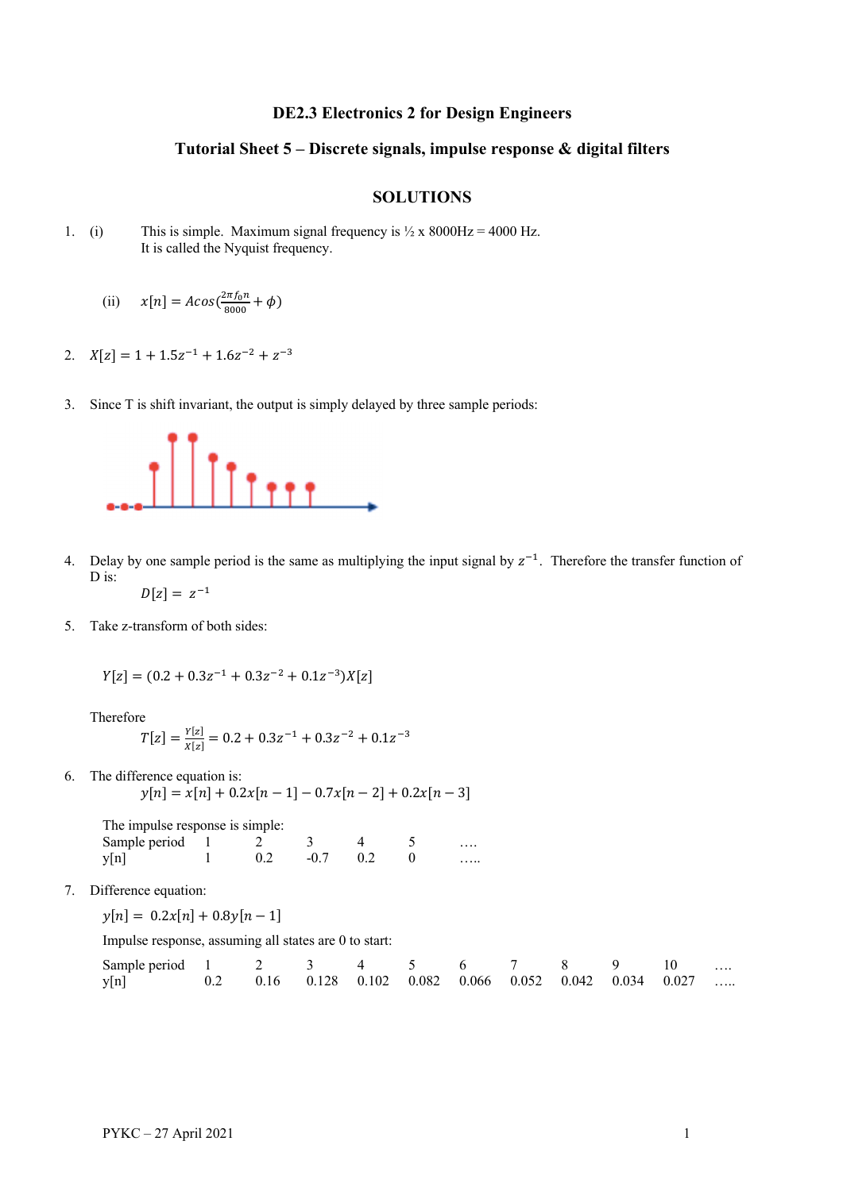# DE2.3 Electronics 2 for Design Engineers

## Tutorial Sheet 5 – Discrete signals, impulse response & digital filters

### SOLUTIONS

1. (i) This is simple. Maximum signal frequency is ½ x 8000Hz = 4000 Hz. It is called the Nyquist frequency.

   (ii) $x[n] = Acos(\frac{2\pi f_0 n}{8000} + \phi)$

2. $X[z] = 1 + 1.5z^{-1} + 1.6z^{-2} + z^{-3}$

3. Since T is shift invariant, the output is simply delayed by three sample periods:

4. Delay by one sample period is the same as multiplying the input signal by $z^{-1}$. Therefore the transfer function of D is:

   $$D[z] = z^{-1}$$

5. Take z-transform of both sides:

   $$Y[z] = (0.2 + 0.3z^{-1} + 0.3z^{-2} + 0.1z^{-3})X[z]$$

   Therefore

   $$T[z] = \frac{Y[z]}{X[z]} = 0.2 + 0.3z^{-1} + 0.3z^{-2} + 0.1z^{-3}$$

6. The difference equation is:

   $$y[n] = x[n] + 0.2x[n-1] - 0.7x[n-2] + 0.2x[n-3]$$

   The impulse response is simple:

   | Sample period | 1 | 2 | 3 | 4 | 5 | …. |
   |---|---|---|---|---|---|---|
   | y[n] | 1 | 0.2 | -0.7 | 0.2 | 0 | ….. |

7. Difference equation:

   $$y[n] = 0.2x[n] + 0.8y[n-1]$$

   Impulse response, assuming all states are 0 to start:

   | Sample period | 1 | 2 | 3 | 4 | 5 | 6 | 7 | 8 | 9 | 10 | …. |
   |---|---|---|---|---|---|---|---|---|---|---|---|
   | y[n] | 0.2 | 0.16 | 0.128 | 0.102 | 0.082 | 0.066 | 0.052 | 0.042 | 0.034 | 0.027 | ….. |

PYKC – 27 April 2021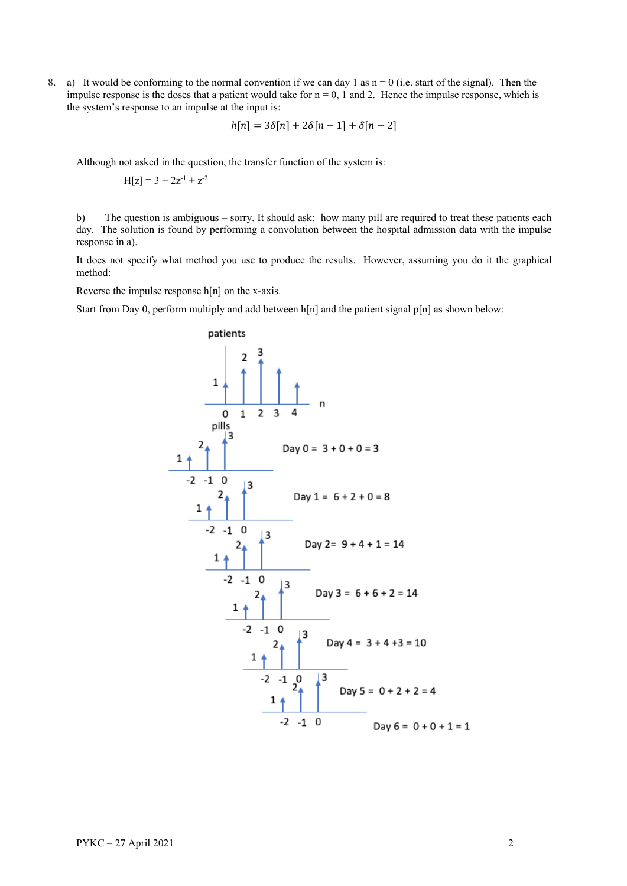8. a) It would be conforming to the normal convention if we can day 1 as n = 0 (i.e. start of the signal). Then the impulse response is the doses that a patient would take for n = 0, 1 and 2. Hence the impulse response, which is the system's response to an impulse at the input is:

$$h[n] = 3\delta[n] + 2\delta[n-1] + \delta[n-2]$$

Although not asked in the question, the transfer function of the system is:

$$H[z] = 3 + 2z^{-1} + z^{-2}$$

b) The question is ambiguous – sorry. It should ask: how many pill are required to treat these patients each day. The solution is found by performing a convolution between the hospital admission data with the impulse response in a).

It does not specify what method you use to produce the results. However, assuming you do it the graphical method:

Reverse the impulse response h[n] on the x-axis.

Start from Day 0, perform multiply and add between h[n] and the patient signal p[n] as shown below:

patients

1 2 3

0 1 2 3 4 n

pills

1 2 3

-2 -1 0

Day 0 = 3 + 0 + 0 = 3

Day 1 = 6 + 2 + 0 = 8

Day 2= 9 + 4 + 1 = 14

Day 3 = 6 + 6 + 2 = 14

Day 4 = 3 + 4 +3 = 10

Day 5 = 0 + 2 + 2 = 4

Day 6 = 0 + 0 + 1 = 1